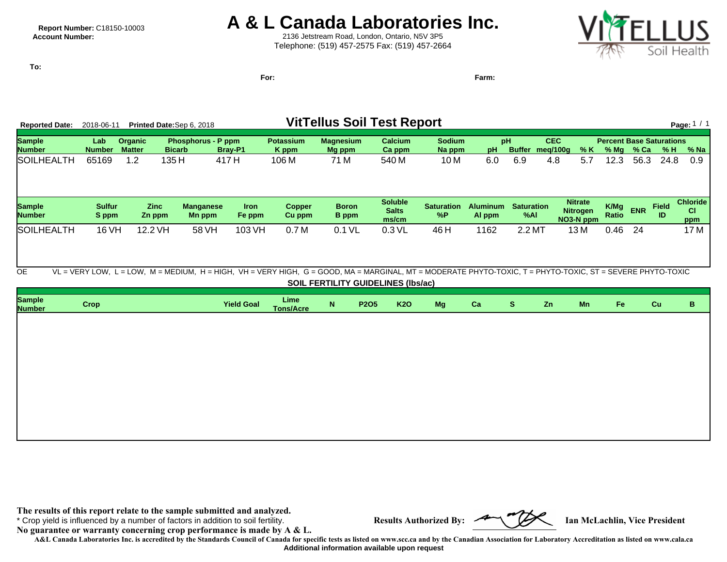**Report Number:** C18150-10003
**Account Number:**

# A & L Canada Laboratories Inc.

2136 Jetstream Road, London, Ontario, N5V 3P5
Telephone: (519) 457-2575 Fax: (519) 457-2664

**To:**

**For:**

**Farm:**

**Reported Date:** 2018-06-11 **Printed Date:** Sep 6, 2018

## VitTellus Soil Test Report

**Page:** 1 / 1

| Sample Number | Lab Number | Organic Matter | Phosphorus - P ppm Bicarb | Phosphorus - P ppm Bray-P1 | Potassium K ppm | Magnesium Mg ppm | Calcium Ca ppm | Sodium Na ppm | pH | pH Buffer | CEC meq/100g | % K | % Mg | % Ca | % H | % Na |
|---|---|---|---|---|---|---|---|---|---|---|---|---|---|---|---|---|
| SOILHEALTH | 65169 | 1.2 | 135 H | 417 H | 106 M | 71 M | 540 M | 10 M | 6.0 | 6.9 | 4.8 | 5.7 | 12.3 | 56.3 | 24.8 | 0.9 |

(Percent Base Saturations: % K, % Mg, % Ca, % H, % Na)

| Sample Number | Sulfur S ppm | Zinc Zn ppm | Manganese Mn ppm | Iron Fe ppm | Copper Cu ppm | Boron B ppm | Soluble Salts ms/cm | Saturation %P | Aluminum Al ppm | Saturation %Al | Nitrate Nitrogen NO3-N ppm | K/Mg Ratio | ENR | Field ID | Chloride Cl ppm |
|---|---|---|---|---|---|---|---|---|---|---|---|---|---|---|---|
| SOILHEALTH | 16 VH | 12.2 VH | 58 VH | 103 VH | 0.7 M | 0.1 VL | 0.3 VL | 46 H | 1162 | 2.2 MT | 13 M | 0.46 | 24 | | 17 M |

OE VL = VERY LOW, L = LOW, M = MEDIUM, H = HIGH, VH = VERY HIGH, G = GOOD, MA = MARGINAL, MT = MODERATE PHYTO-TOXIC, T = PHYTO-TOXIC, ST = SEVERE PHYTO-TOXIC

### SOIL FERTILITY GUIDELINES (lbs/ac)

| Sample Number | Crop | Yield Goal | Lime Tons/Acre | N | P2O5 | K2O | Mg | Ca | S | Zn | Mn | Fe | Cu | B |
|---|---|---|---|---|---|---|---|---|---|---|---|---|---|---|
| | | | | | | | | | | | | | | |

**The results of this report relate to the sample submitted and analyzed.**
\* Crop yield is influenced by a number of factors in addition to soil fertility.
**No guarantee or warranty concerning crop performance is made by A & L.**

**Results Authorized By:** **Ian McLachlin, Vice President**

**A&L Canada Laboratories Inc. is accredited by the Standards Council of Canada for specific tests as listed on www.scc.ca and by the Canadian Association for Laboratory Accreditation as listed on www.cala.ca**
**Additional information available upon request**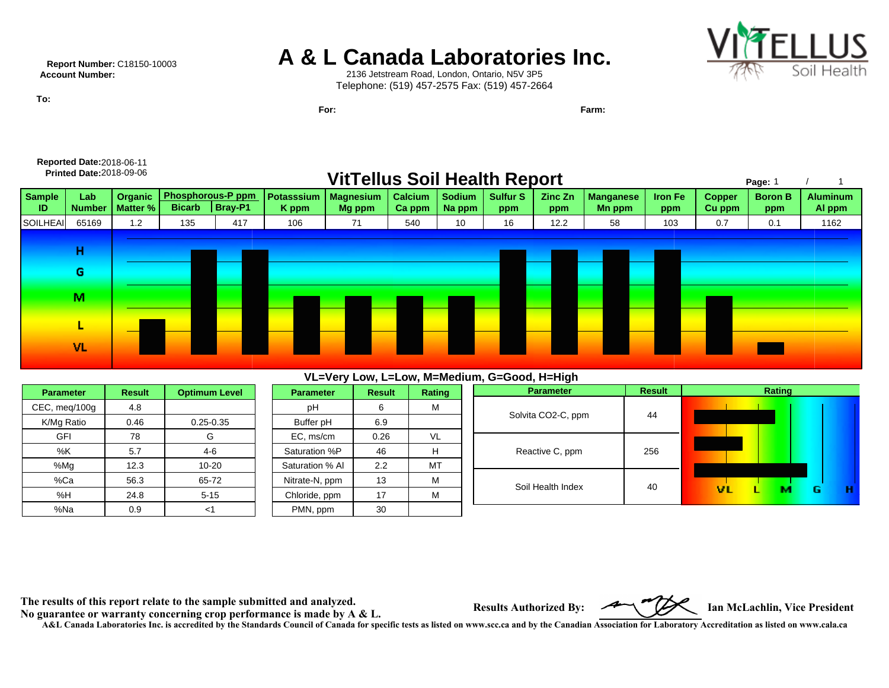**Report Number:** C18150-10003
**Account Number:**

# A & L Canada Laboratories Inc.

2136 Jetstream Road, London, Ontario, N5V 3P5
Telephone: (519) 457-2575 Fax: (519) 457-2664

**To:**

**For:**

**Farm:**

**Reported Date:** 2018-06-11
**Printed Date:** 2018-09-06

## VitTellus Soil Health Report

| Sample ID | Lab Number | Organic Matter % | Phosphorous-P ppm | | Potasssium K ppm | Magnesium Mg ppm | Calcium Ca ppm | Sodium Na ppm | Sulfur S ppm | Zinc Zn ppm | Manganese Mn ppm | Iron Fe ppm | Copper Cu ppm | Boron B ppm | Aluminum Al ppm |
|---|---|---|---|---|---|---|---|---|---|---|---|---|---|---|---|
| | | | Bicarb | Bray-P1 | | | | | | | | | | | |
| SOILHEAI | 65169 | 1.2 | 135 | 417 | 106 | 71 | 540 | 10 | 16 | 12.2 | 58 | 103 | 0.7 | 0.1 | 1162 |

VL=Very Low, L=Low, M=Medium, G=Good, H=High

| Parameter | Result | Optimum Level |
|---|---|---|
| CEC, meq/100g | 4.8 | |
| K/Mg Ratio | 0.46 | 0.25-0.35 |
| GFI | 78 | G |
| %K | 5.7 | 4-6 |
| %Mg | 12.3 | 10-20 |
| %Ca | 56.3 | 65-72 |
| %H | 24.8 | 5-15 |
| %Na | 0.9 | <1 |

| Parameter | Result | Rating |
|---|---|---|
| pH | 6 | M |
| Buffer pH | 6.9 | |
| EC, ms/cm | 0.26 | VL |
| Saturation %P | 46 | H |
| Saturation % Al | 2.2 | MT |
| Nitrate-N, ppm | 13 | M |
| Chloride, ppm | 17 | M |
| PMN, ppm | 30 | |

| Parameter | Result | Rating |
|---|---|---|
| Solvita CO2-C, ppm | 44 | |
| Reactive C, ppm | 256 | |
| Soil Health Index | 40 | |

The results of this report relate to the sample submitted and analyzed.
No guarantee or warranty concerning crop performance is made by A & L.

**Results Authorized By:** Ian McLachlin, Vice President

A&L Canada Laboratories Inc. is accredited by the Standards Council of Canada for specific tests as listed on www.scc.ca and by the Canadian Association for Laboratory Accreditation as listed on www.cala.ca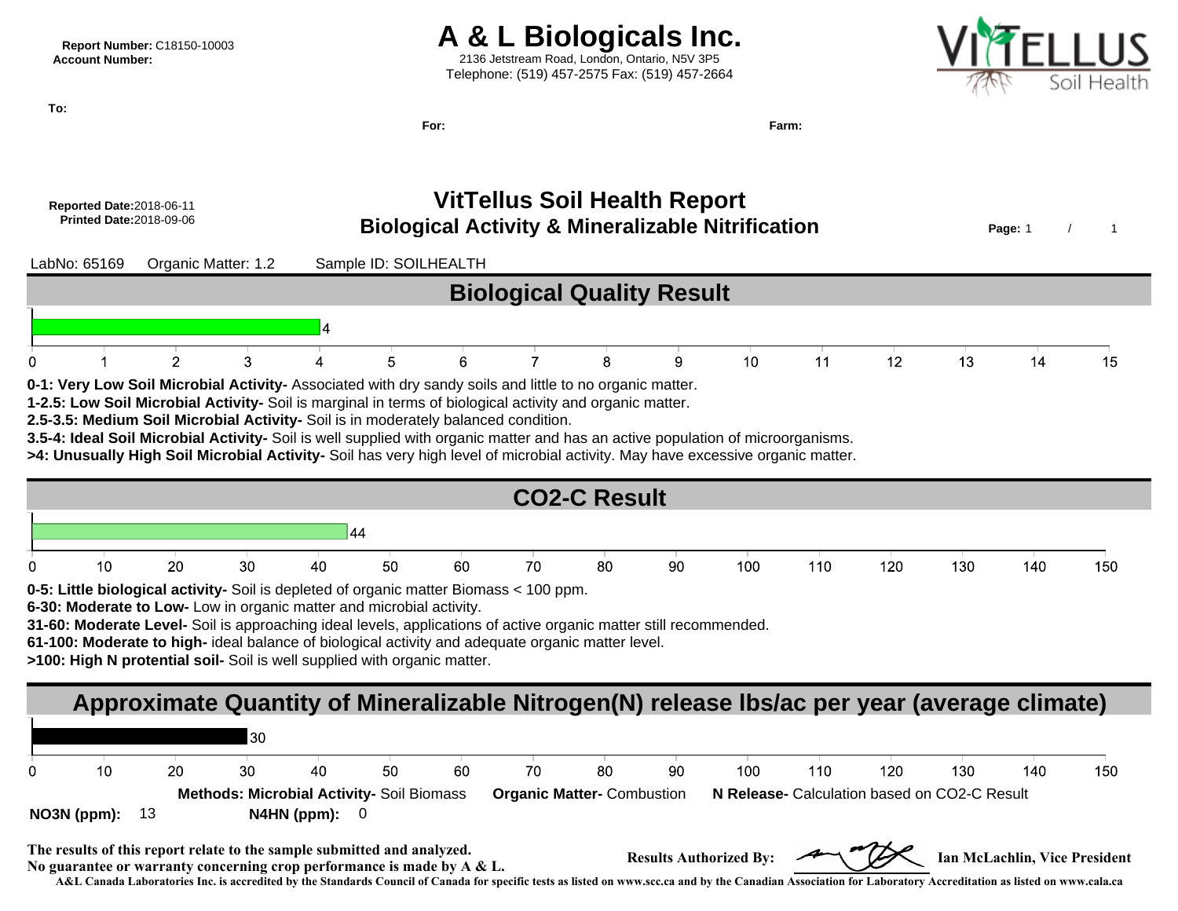**Report Number:** C18150-10003
**Account Number:**

# A & L Biologicals Inc.

2136 Jetstream Road, London, Ontario, N5V 3P5
Telephone: (519) 457-2575 Fax: (519) 457-2664

VITELLUS Soil Health

**To:**

**For:** **Farm:**

**Reported Date:** 2018-06-11
**Printed Date:** 2018-09-06

## VitTellus Soil Health Report
### Biological Activity & Mineralizable Nitrification

**Page:** 1 / 1

LabNo: 65169 Organic Matter: 1.2 Sample ID: SOILHEALTH

## Biological Quality Result

Result: 4 (scale 0–15)

**0-1: Very Low Soil Microbial Activity-** Associated with dry sandy soils and little to no organic matter.
**1-2.5: Low Soil Microbial Activity-** Soil is marginal in terms of biological activity and organic matter.
**2.5-3.5: Medium Soil Microbial Activity-** Soil is in moderately balanced condition.
**3.5-4: Ideal Soil Microbial Activity-** Soil is well supplied with organic matter and has an active population of microorganisms.
**>4: Unusually High Soil Microbial Activity-** Soil has very high level of microbial activity. May have excessive organic matter.

## $CO_2$-C Result

Result: 44 (scale 0–150)

**0-5: Little biological activity-** Soil is depleted of organic matter Biomass < 100 ppm.
**6-30: Moderate to Low-** Low in organic matter and microbial activity.
**31-60: Moderate Level-** Soil is approaching ideal levels, applications of active organic matter still recommended.
**61-100: Moderate to high-** ideal balance of biological activity and adequate organic matter level.
**>100: High N protential soil-** Soil is well supplied with organic matter.

## Approximate Quantity of Mineralizable Nitrogen(N) release lbs/ac per year (average climate)

Result: 30 (scale 0–150)

**Methods: Microbial Activity-** Soil Biomass **Organic Matter-** Combustion **N Release-** Calculation based on $CO_2$-C Result

**NO3N (ppm):** 13 **N4HN (ppm):** 0

**The results of this report relate to the sample submitted and analyzed.**
**No guarantee or warranty concerning crop performance is made by A & L.**

**Results Authorized By:** Ian McLachlin, Vice President

**A&L Canada Laboratories Inc. is accredited by the Standards Council of Canada for specific tests as listed on www.scc.ca and by the Canadian Association for Laboratory Accreditation as listed on www.cala.ca**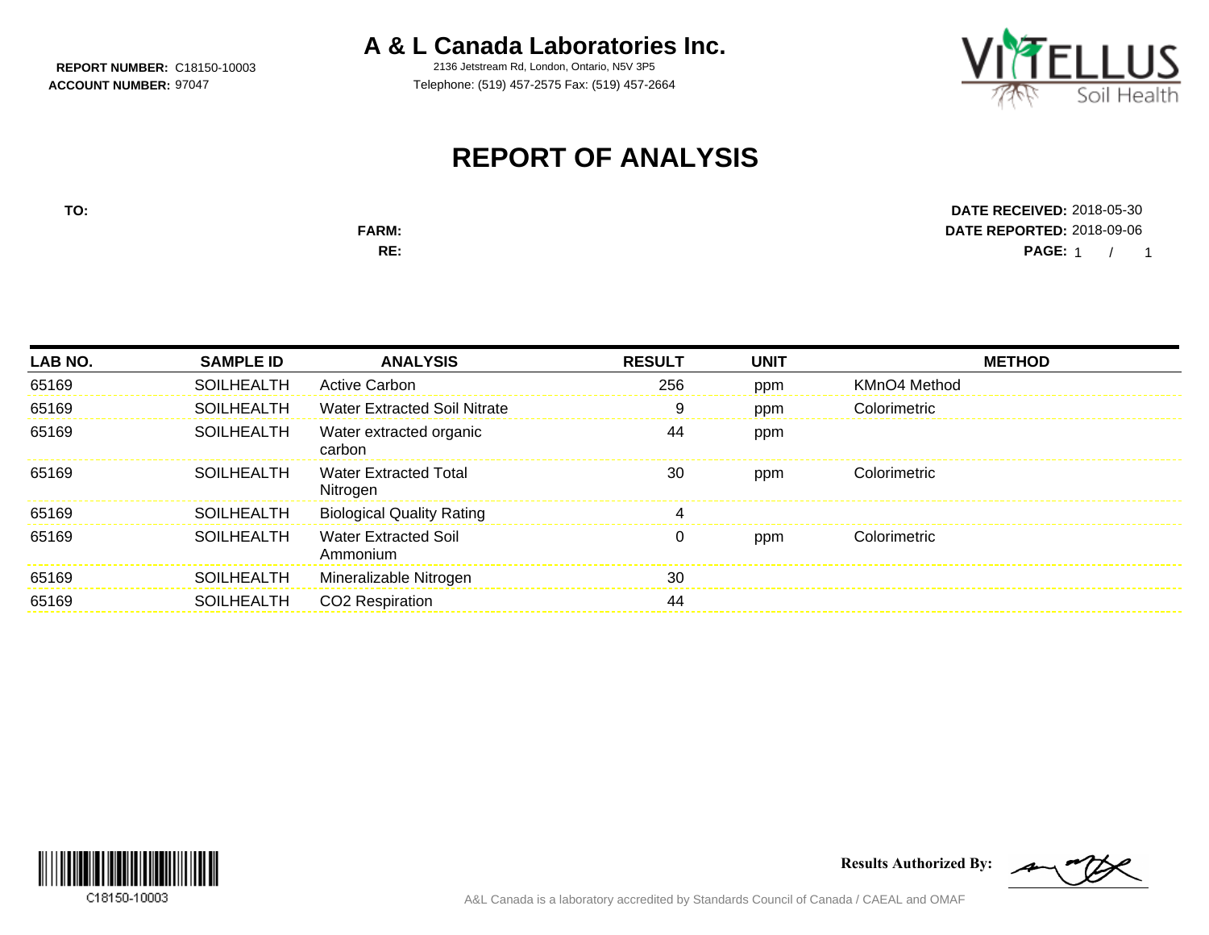**REPORT NUMBER:** C18150-10003
**ACCOUNT NUMBER:** 97047

# A & L Canada Laboratories Inc.

2136 Jetstream Rd, London, Ontario, N5V 3P5
Telephone: (519) 457-2575 Fax: (519) 457-2664

VITELLUS Soil Health

## REPORT OF ANALYSIS

**TO:**

**FARM:**
**RE:**

**DATE RECEIVED:** 2018-05-30
**DATE REPORTED:** 2018-09-06
**PAGE:** 1 / 1

| LAB NO. | SAMPLE ID | ANALYSIS | RESULT | UNIT | METHOD |
|---|---|---|---|---|---|
| 65169 | SOILHEALTH | Active Carbon | 256 | ppm | KMnO4 Method |
| 65169 | SOILHEALTH | Water Extracted Soil Nitrate | 9 | ppm | Colorimetric |
| 65169 | SOILHEALTH | Water extracted organic carbon | 44 | ppm | |
| 65169 | SOILHEALTH | Water Extracted Total Nitrogen | 30 | ppm | Colorimetric |
| 65169 | SOILHEALTH | Biological Quality Rating | 4 | | |
| 65169 | SOILHEALTH | Water Extracted Soil Ammonium | 0 | ppm | Colorimetric |
| 65169 | SOILHEALTH | Mineralizable Nitrogen | 30 | | |
| 65169 | SOILHEALTH | CO2 Respiration | 44 | | |

C18150-10003

**Results Authorized By:**

A&L Canada is a laboratory accredited by Standards Council of Canada / CAEAL and OMAF